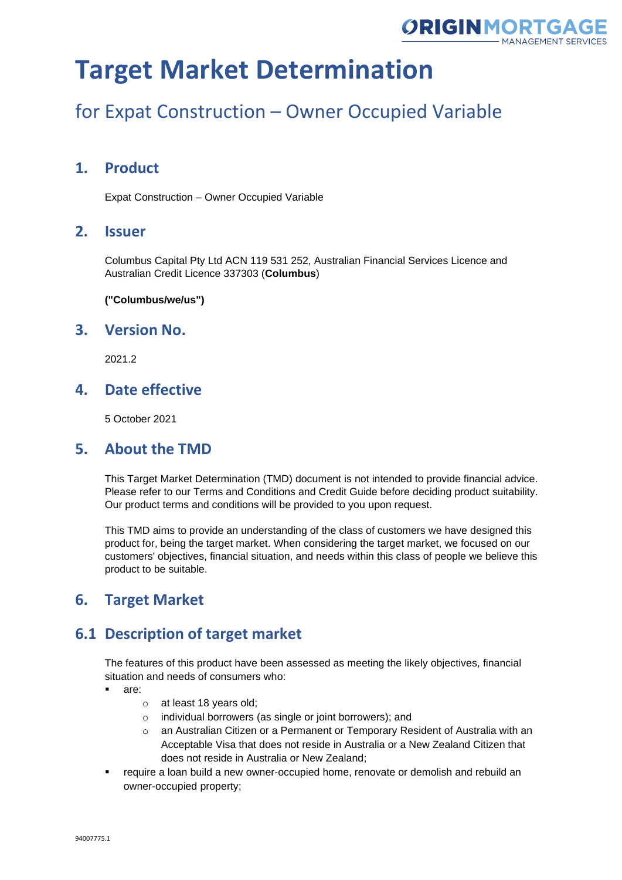# Target Market Determination

## for Expat Construction – Owner Occupied Variable

## 1. Product

Expat Construction – Owner Occupied Variable

## 2. Issuer

Columbus Capital Pty Ltd ACN 119 531 252, Australian Financial Services Licence and Australian Credit Licence 337303 (**Columbus**)

**("Columbus/we/us")**

## 3. Version No.

2021.2

## 4. Date effective

5 October 2021

## 5. About the TMD

This Target Market Determination (TMD) document is not intended to provide financial advice. Please refer to our Terms and Conditions and Credit Guide before deciding product suitability. Our product terms and conditions will be provided to you upon request.

This TMD aims to provide an understanding of the class of customers we have designed this product for, being the target market. When considering the target market, we focused on our customers' objectives, financial situation, and needs within this class of people we believe this product to be suitable.

## 6. Target Market

## 6.1 Description of target market

The features of this product have been assessed as meeting the likely objectives, financial situation and needs of consumers who:

- are:
  - at least 18 years old;
  - individual borrowers (as single or joint borrowers); and
  - an Australian Citizen or a Permanent or Temporary Resident of Australia with an Acceptable Visa that does not reside in Australia or a New Zealand Citizen that does not reside in Australia or New Zealand;
- require a loan build a new owner-occupied home, renovate or demolish and rebuild an owner-occupied property;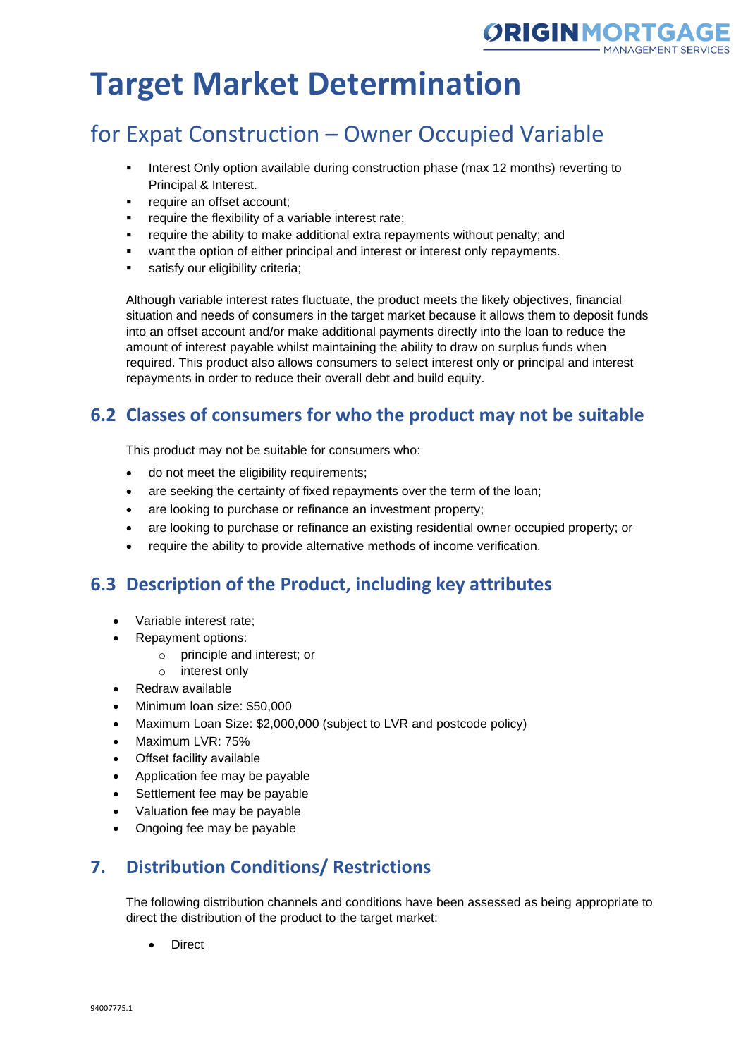# Target Market Determination

## for Expat Construction – Owner Occupied Variable

- Interest Only option available during construction phase (max 12 months) reverting to Principal & Interest.
- require an offset account;
- require the flexibility of a variable interest rate;
- require the ability to make additional extra repayments without penalty; and
- want the option of either principal and interest or interest only repayments.
- satisfy our eligibility criteria;

Although variable interest rates fluctuate, the product meets the likely objectives, financial situation and needs of consumers in the target market because it allows them to deposit funds into an offset account and/or make additional payments directly into the loan to reduce the amount of interest payable whilst maintaining the ability to draw on surplus funds when required. This product also allows consumers to select interest only or principal and interest repayments in order to reduce their overall debt and build equity.

### 6.2 Classes of consumers for who the product may not be suitable

This product may not be suitable for consumers who:

- do not meet the eligibility requirements;
- are seeking the certainty of fixed repayments over the term of the loan;
- are looking to purchase or refinance an investment property;
- are looking to purchase or refinance an existing residential owner occupied property; or
- require the ability to provide alternative methods of income verification.

### 6.3 Description of the Product, including key attributes

- Variable interest rate;
- Repayment options:
  - principle and interest; or
  - interest only
- Redraw available
- Minimum loan size: $50,000
- Maximum Loan Size: $2,000,000 (subject to LVR and postcode policy)
- Maximum LVR: 75%
- Offset facility available
- Application fee may be payable
- Settlement fee may be payable
- Valuation fee may be payable
- Ongoing fee may be payable

### 7. Distribution Conditions/ Restrictions

The following distribution channels and conditions have been assessed as being appropriate to direct the distribution of the product to the target market:

- Direct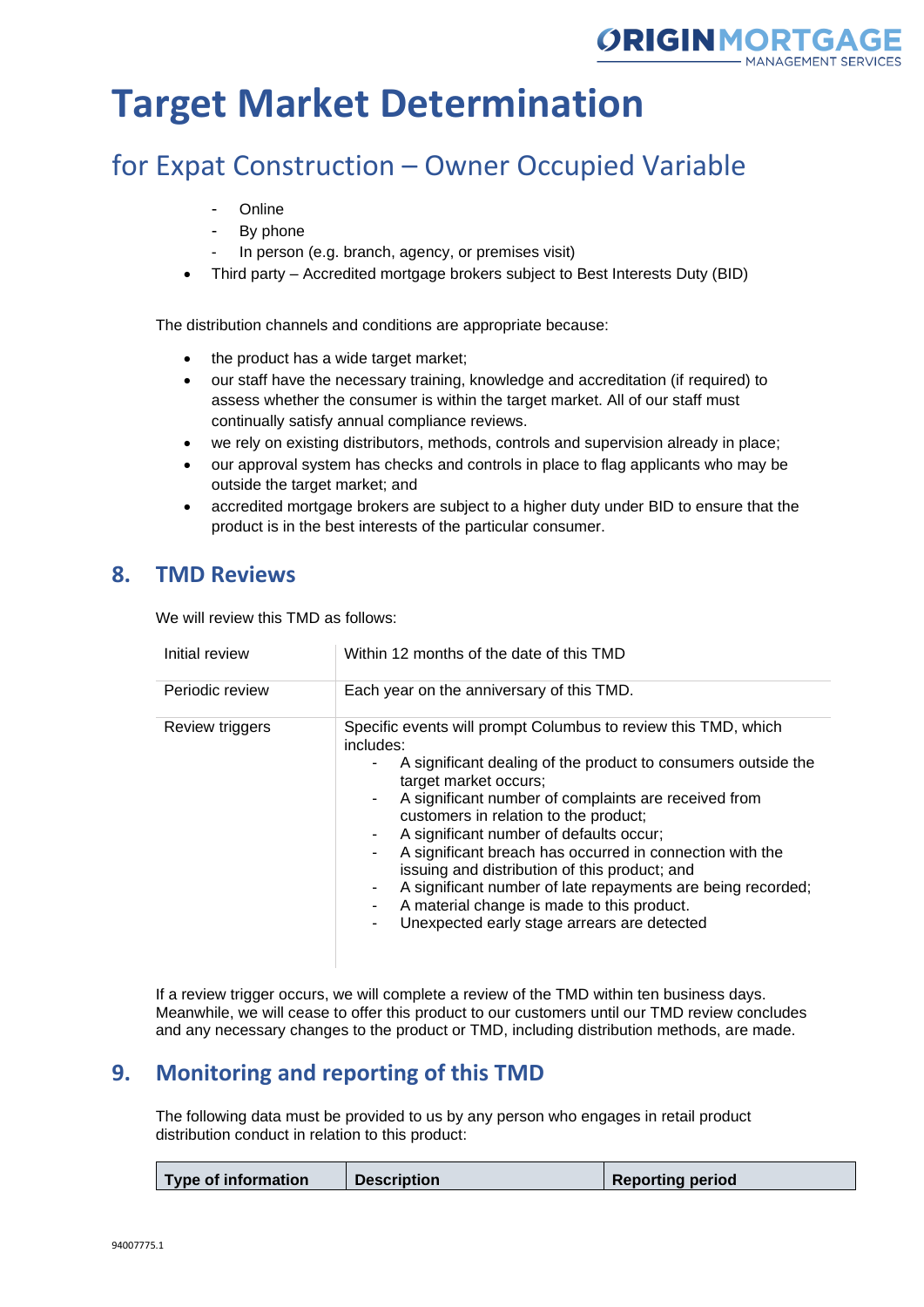# Target Market Determination

## for Expat Construction – Owner Occupied Variable

  - Online
  - By phone
  - In person (e.g. branch, agency, or premises visit)
- Third party – Accredited mortgage brokers subject to Best Interests Duty (BID)

The distribution channels and conditions are appropriate because:

- the product has a wide target market;
- our staff have the necessary training, knowledge and accreditation (if required) to assess whether the consumer is within the target market. All of our staff must continually satisfy annual compliance reviews.
- we rely on existing distributors, methods, controls and supervision already in place;
- our approval system has checks and controls in place to flag applicants who may be outside the target market; and
- accredited mortgage brokers are subject to a higher duty under BID to ensure that the product is in the best interests of the particular consumer.

## 8. TMD Reviews

We will review this TMD as follows:

| | |
|---|---|
| Initial review | Within 12 months of the date of this TMD |
| Periodic review | Each year on the anniversary of this TMD. |
| Review triggers | Specific events will prompt Columbus to review this TMD, which includes:<br>- A significant dealing of the product to consumers outside the target market occurs;<br>- A significant number of complaints are received from customers in relation to the product;<br>- A significant number of defaults occur;<br>- A significant breach has occurred in connection with the issuing and distribution of this product; and<br>- A significant number of late repayments are being recorded;<br>- A material change is made to this product.<br>- Unexpected early stage arrears are detected |

If a review trigger occurs, we will complete a review of the TMD within ten business days. Meanwhile, we will cease to offer this product to our customers until our TMD review concludes and any necessary changes to the product or TMD, including distribution methods, are made.

## 9. Monitoring and reporting of this TMD

The following data must be provided to us by any person who engages in retail product distribution conduct in relation to this product:

| Type of information | Description | Reporting period |
|---|---|---|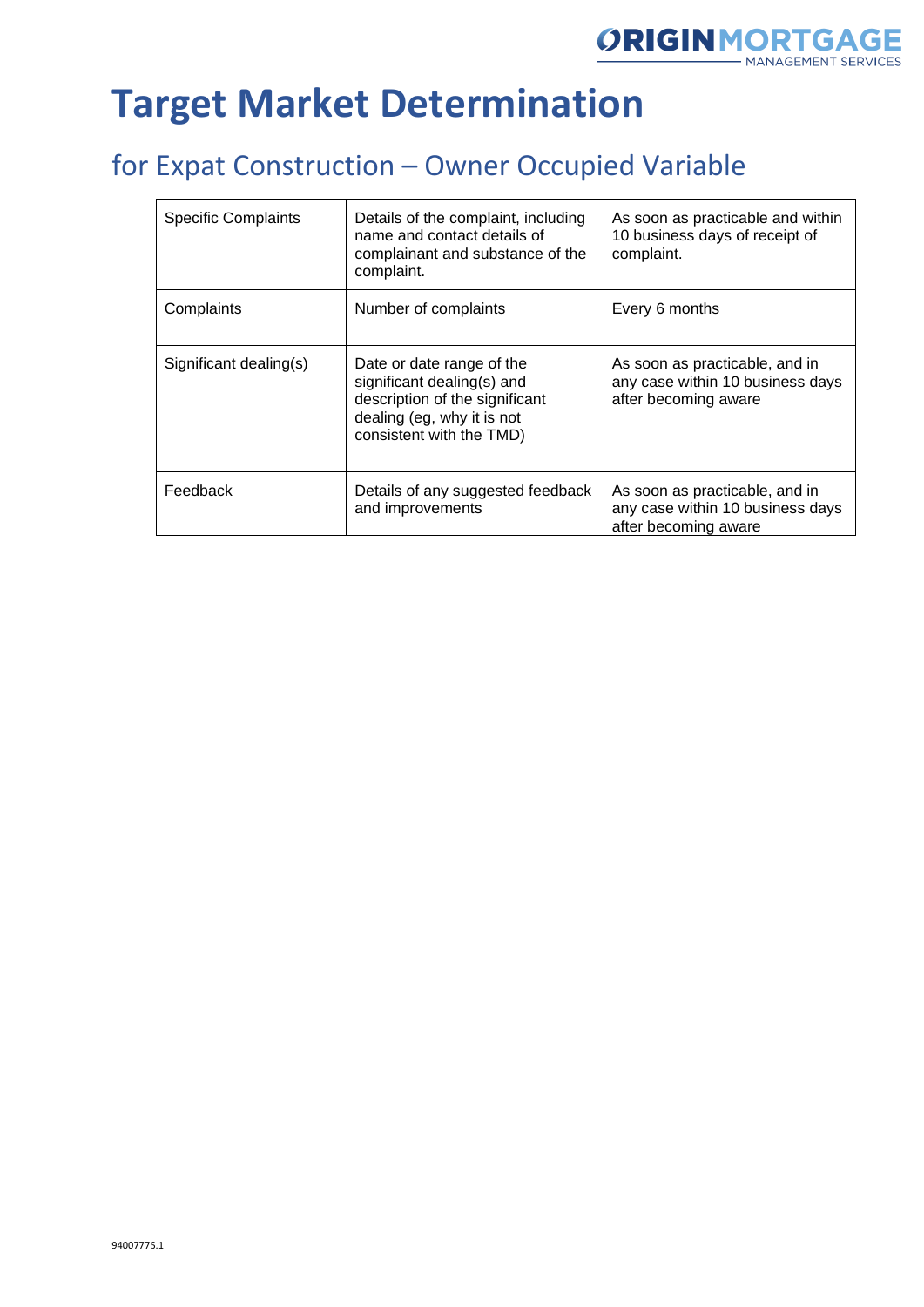# Target Market Determination

## for Expat Construction – Owner Occupied Variable

| | | |
|---|---|---|
| Specific Complaints | Details of the complaint, including name and contact details of complainant and substance of the complaint. | As soon as practicable and within 10 business days of receipt of complaint. |
| Complaints | Number of complaints | Every 6 months |
| Significant dealing(s) | Date or date range of the significant dealing(s) and description of the significant dealing (eg, why it is not consistent with the TMD) | As soon as practicable, and in any case within 10 business days after becoming aware |
| Feedback | Details of any suggested feedback and improvements | As soon as practicable, and in any case within 10 business days after becoming aware |

94007775.1